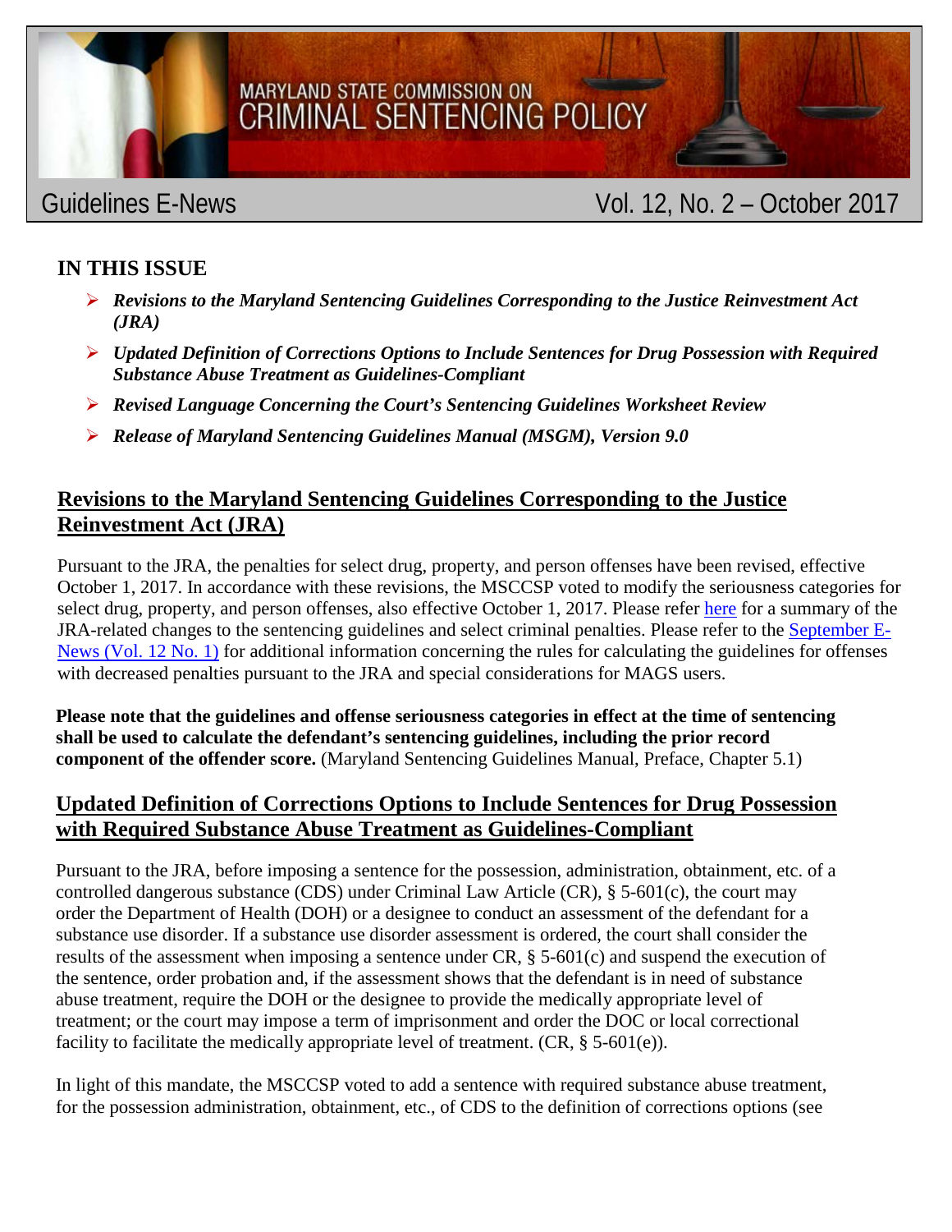# MARYLAND STATE COMMISSION ON CRIMINAL SENTENCING POLICY

Guidelines E-News — Vol. 12, No. 2 – October 2017

## IN THIS ISSUE

- ***Revisions to the Maryland Sentencing Guidelines Corresponding to the Justice Reinvestment Act (JRA)***
- ***Updated Definition of Corrections Options to Include Sentences for Drug Possession with Required Substance Abuse Treatment as Guidelines-Compliant***
- ***Revised Language Concerning the Court's Sentencing Guidelines Worksheet Review***
- ***Release of Maryland Sentencing Guidelines Manual (MSGM), Version 9.0***

## Revisions to the Maryland Sentencing Guidelines Corresponding to the Justice Reinvestment Act (JRA)

Pursuant to the JRA, the penalties for select drug, property, and person offenses have been revised, effective October 1, 2017. In accordance with these revisions, the MSCCSP voted to modify the seriousness categories for select drug, property, and person offenses, also effective October 1, 2017. Please refer here for a summary of the JRA-related changes to the sentencing guidelines and select criminal penalties. Please refer to the September E-News (Vol. 12 No. 1) for additional information concerning the rules for calculating the guidelines for offenses with decreased penalties pursuant to the JRA and special considerations for MAGS users.

**Please note that the guidelines and offense seriousness categories in effect at the time of sentencing shall be used to calculate the defendant's sentencing guidelines, including the prior record component of the offender score.** (Maryland Sentencing Guidelines Manual, Preface, Chapter 5.1)

## Updated Definition of Corrections Options to Include Sentences for Drug Possession with Required Substance Abuse Treatment as Guidelines-Compliant

Pursuant to the JRA, before imposing a sentence for the possession, administration, obtainment, etc. of a controlled dangerous substance (CDS) under Criminal Law Article (CR), § 5-601(c), the court may order the Department of Health (DOH) or a designee to conduct an assessment of the defendant for a substance use disorder. If a substance use disorder assessment is ordered, the court shall consider the results of the assessment when imposing a sentence under CR, § 5-601(c) and suspend the execution of the sentence, order probation and, if the assessment shows that the defendant is in need of substance abuse treatment, require the DOH or the designee to provide the medically appropriate level of treatment; or the court may impose a term of imprisonment and order the DOC or local correctional facility to facilitate the medically appropriate level of treatment. (CR, § 5-601(e)).

In light of this mandate, the MSCCSP voted to add a sentence with required substance abuse treatment, for the possession administration, obtainment, etc., of CDS to the definition of corrections options (see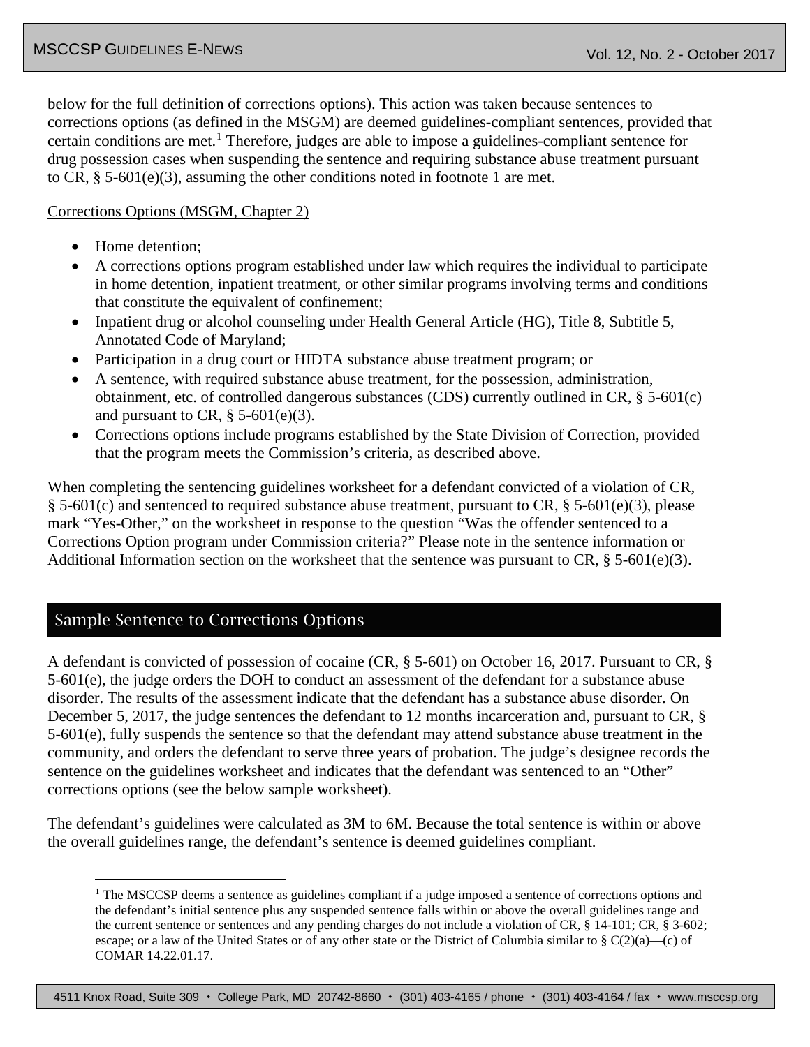below for the full definition of corrections options). This action was taken because sentences to corrections options (as defined in the MSGM) are deemed guidelines-compliant sentences, provided that certain conditions are met.[1] Therefore, judges are able to impose a guidelines-compliant sentence for drug possession cases when suspending the sentence and requiring substance abuse treatment pursuant to CR, § 5-601(e)(3), assuming the other conditions noted in footnote 1 are met.

Corrections Options (MSGM, Chapter 2)

- Home detention;
- A corrections options program established under law which requires the individual to participate in home detention, inpatient treatment, or other similar programs involving terms and conditions that constitute the equivalent of confinement;
- Inpatient drug or alcohol counseling under Health General Article (HG), Title 8, Subtitle 5, Annotated Code of Maryland;
- Participation in a drug court or HIDTA substance abuse treatment program; or
- A sentence, with required substance abuse treatment, for the possession, administration, obtainment, etc. of controlled dangerous substances (CDS) currently outlined in CR, § 5-601(c) and pursuant to CR, § 5-601(e)(3).
- Corrections options include programs established by the State Division of Correction, provided that the program meets the Commission's criteria, as described above.

When completing the sentencing guidelines worksheet for a defendant convicted of a violation of CR, § 5-601(c) and sentenced to required substance abuse treatment, pursuant to CR, § 5-601(e)(3), please mark "Yes-Other," on the worksheet in response to the question "Was the offender sentenced to a Corrections Option program under Commission criteria?" Please note in the sentence information or Additional Information section on the worksheet that the sentence was pursuant to CR, § 5-601(e)(3).

## Sample Sentence to Corrections Options

A defendant is convicted of possession of cocaine (CR, § 5-601) on October 16, 2017. Pursuant to CR, § 5-601(e), the judge orders the DOH to conduct an assessment of the defendant for a substance abuse disorder. The results of the assessment indicate that the defendant has a substance abuse disorder. On December 5, 2017, the judge sentences the defendant to 12 months incarceration and, pursuant to CR, § 5-601(e), fully suspends the sentence so that the defendant may attend substance abuse treatment in the community, and orders the defendant to serve three years of probation. The judge's designee records the sentence on the guidelines worksheet and indicates that the defendant was sentenced to an "Other" corrections options (see the below sample worksheet).

The defendant's guidelines were calculated as 3M to 6M. Because the total sentence is within or above the overall guidelines range, the defendant's sentence is deemed guidelines compliant.

---

[1] The MSCCSP deems a sentence as guidelines compliant if a judge imposed a sentence of corrections options and the defendant's initial sentence plus any suspended sentence falls within or above the overall guidelines range and the current sentence or sentences and any pending charges do not include a violation of CR, § 14-101; CR, § 3-602; escape; or a law of the United States or of any other state or the District of Columbia similar to § C(2)(a)—(c) of COMAR 14.22.01.17.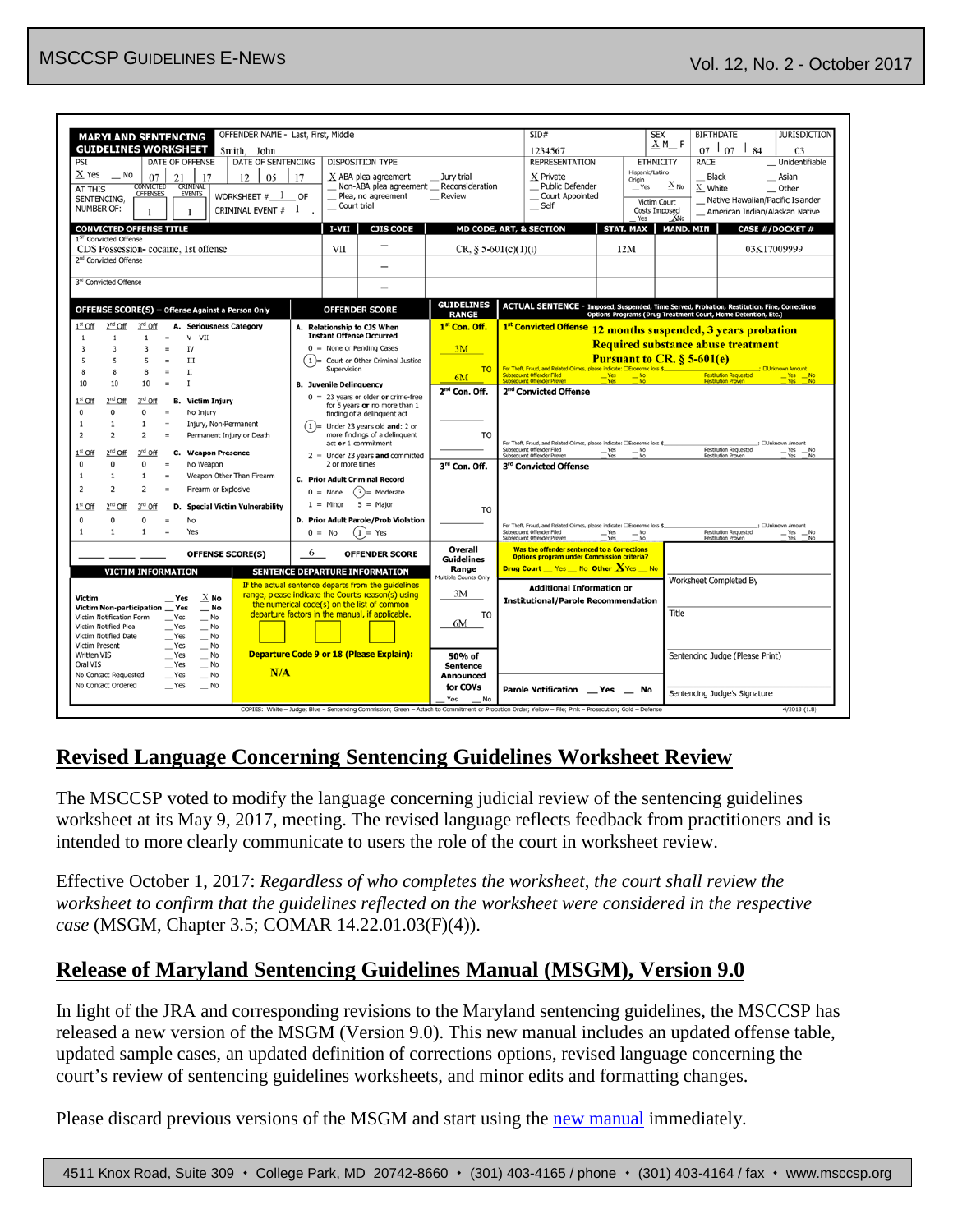## MARYLAND SENTENCING GUIDELINES WORKSHEET

| | |
|---|---|
| OFFENDER NAME - Last, First, Middle | Smith, John |
| SID# | 1234567 |
| SEX | X M _ F |
| BIRTHDATE | 07 / 07 / 84 |
| JURISDICTION | 03 |
| PSI | X Yes _ No |
| DATE OF OFFENSE | 07 / 21 / 17 |
| DATE OF SENTENCING | 12 / 05 / 17 |
| DISPOSITION TYPE | X ABA plea agreement |
| REPRESENTATION | X Private |
| ETHNICITY Hispanic/Latino Origin | X No |
| RACE | X White |
| AT THIS SENTENCING, NUMBER OF: CONVICTED OFFENSES / CRIMINAL EVENTS | 1 / 1 |
| WORKSHEET # 1 OF CRIMINAL EVENT # 1 | |
| Victim Court Costs Imposed | X No |

| CONVICTED OFFENSE TITLE | I-VII | CJIS CODE | MD CODE, ART, & SECTION | STAT. MAX | MAND. MIN | CASE #/DOCKET # |
|---|---|---|---|---|---|---|
| 1st Convicted Offense: CDS Possession- cocaine, 1st offense | VII | – | CR, § 5-601(c)(1)(i) | 12M | | 03K17009999 |
| 2nd Convicted Offense | | – | | | | |
| 3rd Convicted Offense | | | | | | |

**OFFENSE SCORE(S)** – Offense Against a Person Only: A. Seriousness Category; B. Victim Injury; C. Weapon Presence; D. Special Victim Vulnerability

**OFFENDER SCORE**
- A. Relationship to CJS When Instant Offense Occurred: (1) = Court or Other Criminal Justice Supervision
- B. Juvenile Delinquency: (1) = Under 23 years old and: 2 or more findings of a delinquent act or 1 commitment
- C. Prior Adult Criminal Record: (3) = Moderate
- D. Prior Adult Parole/Prob Violation: (1) = Yes

OFFENDER SCORE: 6

**GUIDELINES RANGE**: 1st Con. Off. 3M TO 6M

**ACTUAL SENTENCE**: 1st Convicted Offense: 12 months suspended, 3 years probation. Required substance abuse treatment Pursuant to CR, § 5-601(e)

Overall Guidelines Range: 3M TO 6M

Was the offender sentenced to a Corrections Options program under Commission criteria? Drug Court _ Yes _ No Other X Yes _ No

**SENTENCE DEPARTURE INFORMATION**: Departure Code 9 or 18 (Please Explain): N/A

**VICTIM INFORMATION**: Victim _ Yes X No

## Revised Language Concerning Sentencing Guidelines Worksheet Review

The MSCCSP voted to modify the language concerning judicial review of the sentencing guidelines worksheet at its May 9, 2017, meeting. The revised language reflects feedback from practitioners and is intended to more clearly communicate to users the role of the court in worksheet review.

Effective October 1, 2017: *Regardless of who completes the worksheet, the court shall review the worksheet to confirm that the guidelines reflected on the worksheet were considered in the respective case* (MSGM, Chapter 3.5; COMAR 14.22.01.03(F)(4)).

## Release of Maryland Sentencing Guidelines Manual (MSGM), Version 9.0

In light of the JRA and corresponding revisions to the Maryland sentencing guidelines, the MSCCSP has released a new version of the MSGM (Version 9.0). This new manual includes an updated offense table, updated sample cases, an updated definition of corrections options, revised language concerning the court's review of sentencing guidelines worksheets, and minor edits and formatting changes.

Please discard previous versions of the MSGM and start using the new manual immediately.

4511 Knox Road, Suite 309 • College Park, MD 20742-8660 • (301) 403-4165 / phone • (301) 403-4164 / fax • www.msccsp.org